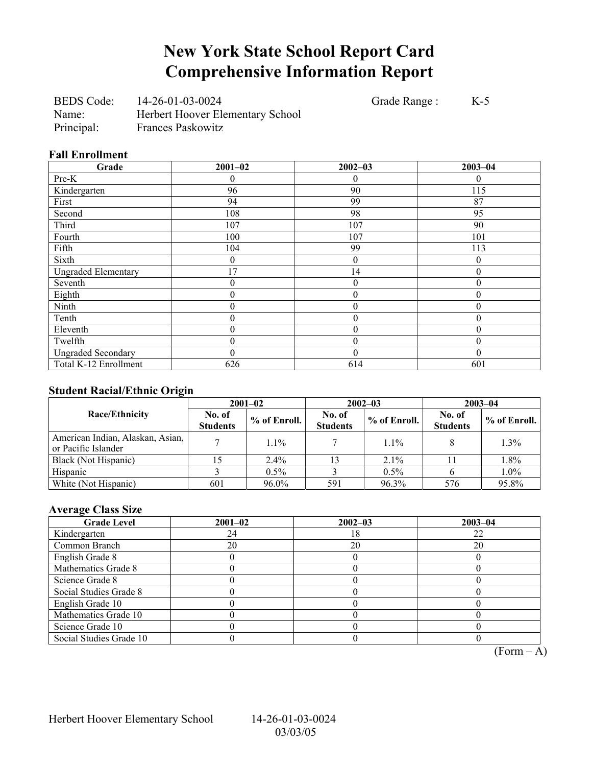# New York State School Report Card
# Comprehensive Information Report

BEDS Code: 14-26-01-03-0024  
Name: Herbert Hoover Elementary School  
Principal: Frances Paskowitz  
Grade Range : K-5

### Fall Enrollment

| Grade | 2001–02 | 2002–03 | 2003–04 |
|---|---|---|---|
| Pre-K | 0 | 0 | 0 |
| Kindergarten | 96 | 90 | 115 |
| First | 94 | 99 | 87 |
| Second | 108 | 98 | 95 |
| Third | 107 | 107 | 90 |
| Fourth | 100 | 107 | 101 |
| Fifth | 104 | 99 | 113 |
| Sixth | 0 | 0 | 0 |
| Ungraded Elementary | 17 | 14 | 0 |
| Seventh | 0 | 0 | 0 |
| Eighth | 0 | 0 | 0 |
| Ninth | 0 | 0 | 0 |
| Tenth | 0 | 0 | 0 |
| Eleventh | 0 | 0 | 0 |
| Twelfth | 0 | 0 | 0 |
| Ungraded Secondary | 0 | 0 | 0 |
| Total K-12 Enrollment | 626 | 614 | 601 |

### Student Racial/Ethnic Origin

| Race/Ethnicity | 2001–02 | | 2002–03 | | 2003–04 | |
|---|---|---|---|---|---|---|
| | No. of Students | % of Enroll. | No. of Students | % of Enroll. | No. of Students | % of Enroll. |
| American Indian, Alaskan, Asian, or Pacific Islander | 7 | 1.1% | 7 | 1.1% | 8 | 1.3% |
| Black (Not Hispanic) | 15 | 2.4% | 13 | 2.1% | 11 | 1.8% |
| Hispanic | 3 | 0.5% | 3 | 0.5% | 6 | 1.0% |
| White (Not Hispanic) | 601 | 96.0% | 591 | 96.3% | 576 | 95.8% |

### Average Class Size

| Grade Level | 2001–02 | 2002–03 | 2003–04 |
|---|---|---|---|
| Kindergarten | 24 | 18 | 22 |
| Common Branch | 20 | 20 | 20 |
| English Grade 8 | 0 | 0 | 0 |
| Mathematics Grade 8 | 0 | 0 | 0 |
| Science Grade 8 | 0 | 0 | 0 |
| Social Studies Grade 8 | 0 | 0 | 0 |
| English Grade 10 | 0 | 0 | 0 |
| Mathematics Grade 10 | 0 | 0 | 0 |
| Science Grade 10 | 0 | 0 | 0 |
| Social Studies Grade 10 | 0 | 0 | 0 |

(Form – A)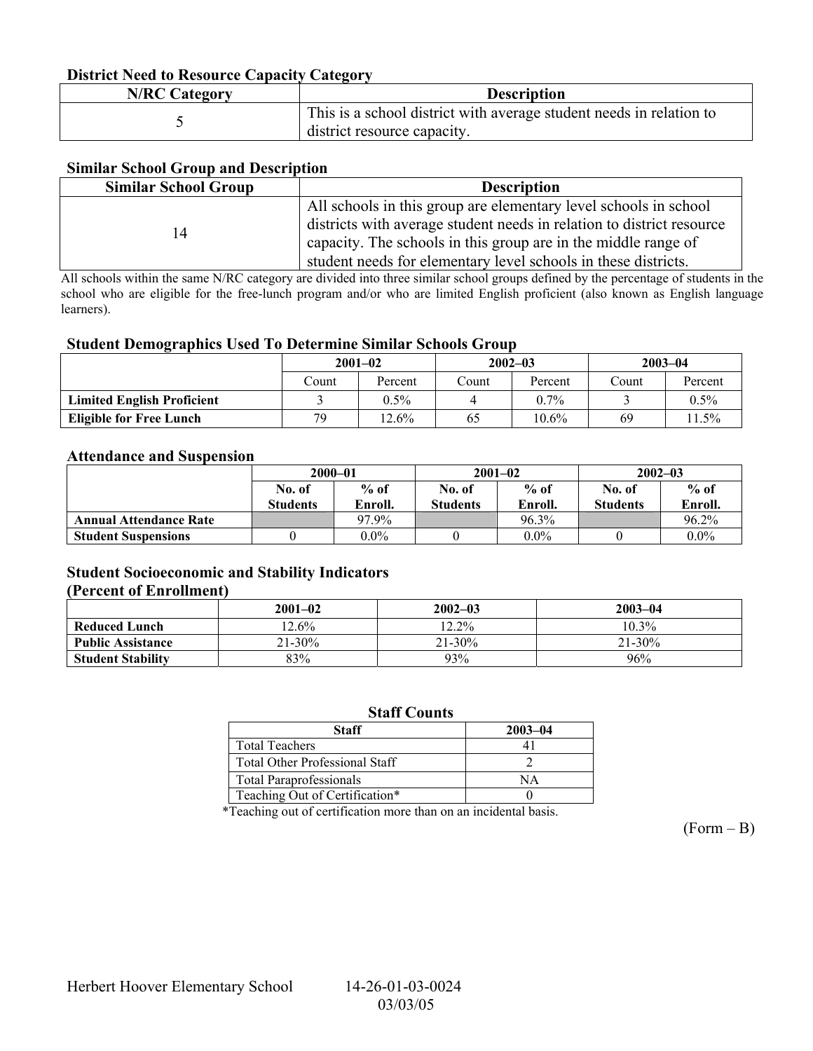### District Need to Resource Capacity Category

| N/RC Category | Description |
|---|---|
| 5 | This is a school district with average student needs in relation to district resource capacity. |

### Similar School Group and Description

| Similar School Group | Description |
|---|---|
| 14 | All schools in this group are elementary level schools in school districts with average student needs in relation to district resource capacity. The schools in this group are in the middle range of student needs for elementary level schools in these districts. |

All schools within the same N/RC category are divided into three similar school groups defined by the percentage of students in the school who are eligible for the free-lunch program and/or who are limited English proficient (also known as English language learners).

### Student Demographics Used To Determine Similar Schools Group

| | 2001–02 | | 2002–03 | | 2003–04 | |
|---|---|---|---|---|---|---|
| | Count | Percent | Count | Percent | Count | Percent |
| **Limited English Proficient** | 3 | 0.5% | 4 | 0.7% | 3 | 0.5% |
| **Eligible for Free Lunch** | 79 | 12.6% | 65 | 10.6% | 69 | 11.5% |

### Attendance and Suspension

| | 2000–01 | | 2001–02 | | 2002–03 | |
|---|---|---|---|---|---|---|
| | No. of Students | % of Enroll. | No. of Students | % of Enroll. | No. of Students | % of Enroll. |
| **Annual Attendance Rate** | | 97.9% | | 96.3% | | 96.2% |
| **Student Suspensions** | 0 | 0.0% | 0 | 0.0% | 0 | 0.0% |

### Student Socioeconomic and Stability Indicators (Percent of Enrollment)

| | 2001–02 | 2002–03 | 2003–04 |
|---|---|---|---|
| **Reduced Lunch** | 12.6% | 12.2% | 10.3% |
| **Public Assistance** | 21-30% | 21-30% | 21-30% |
| **Student Stability** | 83% | 93% | 96% |

### Staff Counts

| Staff | 2003–04 |
|---|---|
| Total Teachers | 41 |
| Total Other Professional Staff | 2 |
| Total Paraprofessionals | NA |
| Teaching Out of Certification* | 0 |

*Teaching out of certification more than on an incidental basis.

(Form – B)

Herbert Hoover Elementary School 14-26-01-03-0024
03/03/05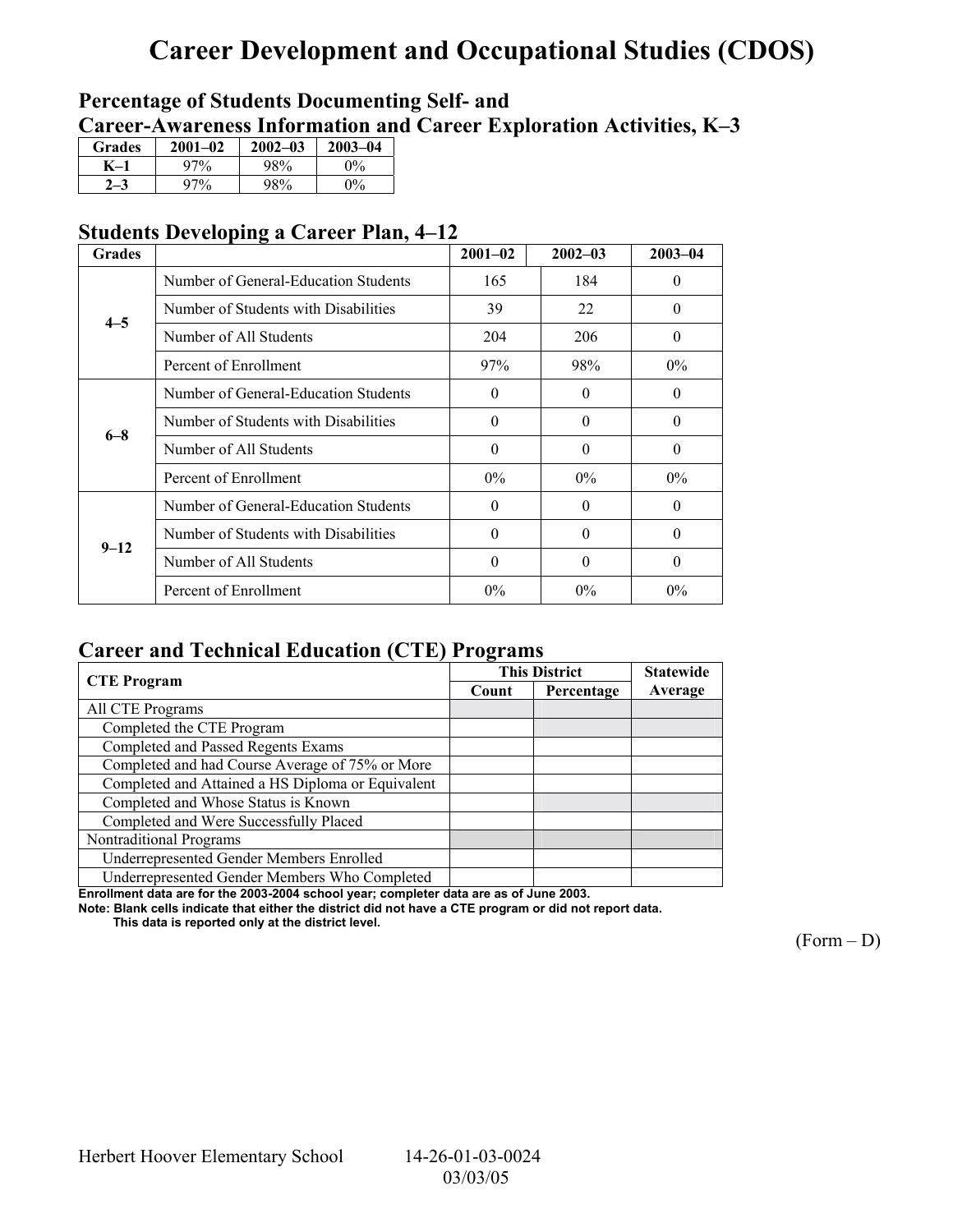# Career Development and Occupational Studies (CDOS)

## Percentage of Students Documenting Self- and Career-Awareness Information and Career Exploration Activities, K–3

| Grades | 2001–02 | 2002–03 | 2003–04 |
|---|---|---|---|
| K–1 | 97% | 98% | 0% |
| 2–3 | 97% | 98% | 0% |

## Students Developing a Career Plan, 4–12

| Grades | | 2001–02 | 2002–03 | 2003–04 |
|---|---|---|---|---|
| 4–5 | Number of General-Education Students | 165 | 184 | 0 |
| | Number of Students with Disabilities | 39 | 22 | 0 |
| | Number of All Students | 204 | 206 | 0 |
| | Percent of Enrollment | 97% | 98% | 0% |
| 6–8 | Number of General-Education Students | 0 | 0 | 0 |
| | Number of Students with Disabilities | 0 | 0 | 0 |
| | Number of All Students | 0 | 0 | 0 |
| | Percent of Enrollment | 0% | 0% | 0% |
| 9–12 | Number of General-Education Students | 0 | 0 | 0 |
| | Number of Students with Disabilities | 0 | 0 | 0 |
| | Number of All Students | 0 | 0 | 0 |
| | Percent of Enrollment | 0% | 0% | 0% |

## Career and Technical Education (CTE) Programs

| CTE Program | This District | | Statewide |
|---|---|---|---|
| | Count | Percentage | Average |
| All CTE Programs | | | |
| Completed the CTE Program | | | |
| Completed and Passed Regents Exams | | | |
| Completed and had Course Average of 75% or More | | | |
| Completed and Attained a HS Diploma or Equivalent | | | |
| Completed and Whose Status is Known | | | |
| Completed and Were Successfully Placed | | | |
| Nontraditional Programs | | | |
| Underrepresented Gender Members Enrolled | | | |
| Underrepresented Gender Members Who Completed | | | |

**Enrollment data are for the 2003-2004 school year; completer data are as of June 2003.**

**Note: Blank cells indicate that either the district did not have a CTE program or did not report data. This data is reported only at the district level.**

(Form – D)

Herbert Hoover Elementary School 14-26-01-03-0024 03/03/05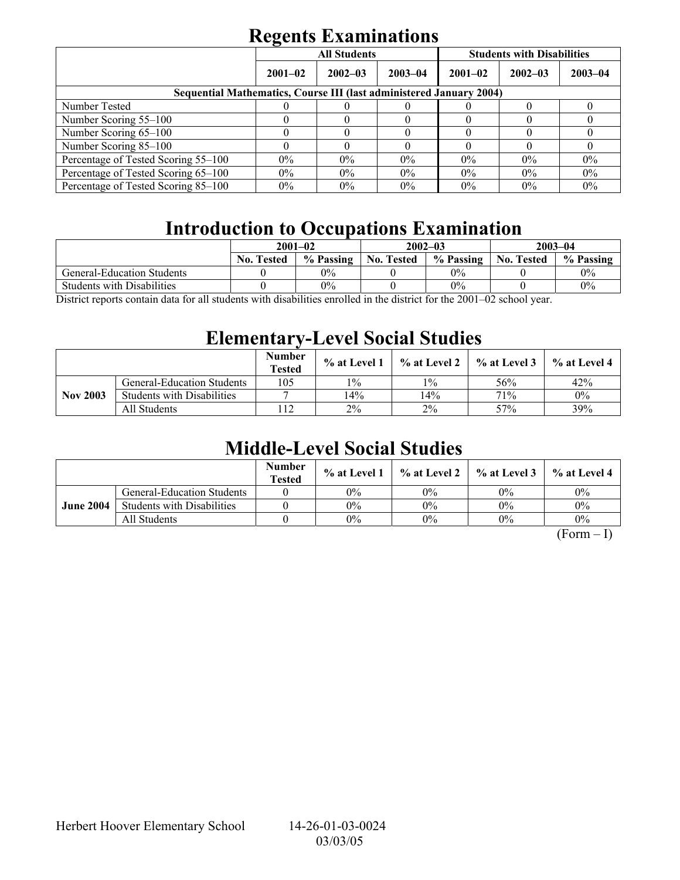# Regents Examinations

| | All Students | | | Students with Disabilities | | |
|---|---|---|---|---|---|---|
| | 2001–02 | 2002–03 | 2003–04 | 2001–02 | 2002–03 | 2003–04 |
| **Sequential Mathematics, Course III (last administered January 2004)** | | | | | | |
| Number Tested | 0 | 0 | 0 | 0 | 0 | 0 |
| Number Scoring 55–100 | 0 | 0 | 0 | 0 | 0 | 0 |
| Number Scoring 65–100 | 0 | 0 | 0 | 0 | 0 | 0 |
| Number Scoring 85–100 | 0 | 0 | 0 | 0 | 0 | 0 |
| Percentage of Tested Scoring 55–100 | 0% | 0% | 0% | 0% | 0% | 0% |
| Percentage of Tested Scoring 65–100 | 0% | 0% | 0% | 0% | 0% | 0% |
| Percentage of Tested Scoring 85–100 | 0% | 0% | 0% | 0% | 0% | 0% |

# Introduction to Occupations Examination

| | 2001–02 | | 2002–03 | | 2003–04 | |
|---|---|---|---|---|---|---|
| | No. Tested | % Passing | No. Tested | % Passing | No. Tested | % Passing |
| General-Education Students | 0 | 0% | 0 | 0% | 0 | 0% |
| Students with Disabilities | 0 | 0% | 0 | 0% | 0 | 0% |

District reports contain data for all students with disabilities enrolled in the district for the 2001–02 school year.

# Elementary-Level Social Studies

| | | Number Tested | % at Level 1 | % at Level 2 | % at Level 3 | % at Level 4 |
|---|---|---|---|---|---|---|
| **Nov 2003** | General-Education Students | 105 | 1% | 1% | 56% | 42% |
| | Students with Disabilities | 7 | 14% | 14% | 71% | 0% |
| | All Students | 112 | 2% | 2% | 57% | 39% |

# Middle-Level Social Studies

| | | Number Tested | % at Level 1 | % at Level 2 | % at Level 3 | % at Level 4 |
|---|---|---|---|---|---|---|
| **June 2004** | General-Education Students | 0 | 0% | 0% | 0% | 0% |
| | Students with Disabilities | 0 | 0% | 0% | 0% | 0% |
| | All Students | 0 | 0% | 0% | 0% | 0% |

(Form – I)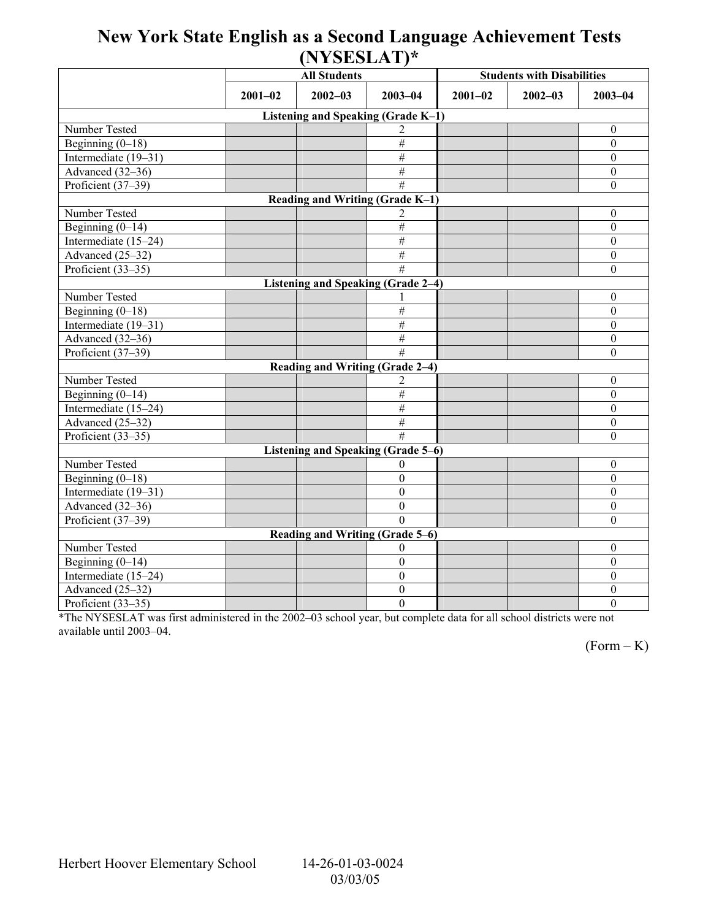# New York State English as a Second Language Achievement Tests (NYSESLAT)*

| | All Students | | | Students with Disabilities | | |
|---|---|---|---|---|---|---|
| | 2001–02 | 2002–03 | 2003–04 | 2001–02 | 2002–03 | 2003–04 |
| **Listening and Speaking (Grade K–1)** | | | | | | |
| Number Tested | | | 2 | | | 0 |
| Beginning (0–18) | | | # | | | 0 |
| Intermediate (19–31) | | | # | | | 0 |
| Advanced (32–36) | | | # | | | 0 |
| Proficient (37–39) | | | # | | | 0 |
| **Reading and Writing (Grade K–1)** | | | | | | |
| Number Tested | | | 2 | | | 0 |
| Beginning (0–14) | | | # | | | 0 |
| Intermediate (15–24) | | | # | | | 0 |
| Advanced (25–32) | | | # | | | 0 |
| Proficient (33–35) | | | # | | | 0 |
| **Listening and Speaking (Grade 2–4)** | | | | | | |
| Number Tested | | | 1 | | | 0 |
| Beginning (0–18) | | | # | | | 0 |
| Intermediate (19–31) | | | # | | | 0 |
| Advanced (32–36) | | | # | | | 0 |
| Proficient (37–39) | | | # | | | 0 |
| **Reading and Writing (Grade 2–4)** | | | | | | |
| Number Tested | | | 2 | | | 0 |
| Beginning (0–14) | | | # | | | 0 |
| Intermediate (15–24) | | | # | | | 0 |
| Advanced (25–32) | | | # | | | 0 |
| Proficient (33–35) | | | # | | | 0 |
| **Listening and Speaking (Grade 5–6)** | | | | | | |
| Number Tested | | | 0 | | | 0 |
| Beginning (0–18) | | | 0 | | | 0 |
| Intermediate (19–31) | | | 0 | | | 0 |
| Advanced (32–36) | | | 0 | | | 0 |
| Proficient (37–39) | | | 0 | | | 0 |
| **Reading and Writing (Grade 5–6)** | | | | | | |
| Number Tested | | | 0 | | | 0 |
| Beginning (0–14) | | | 0 | | | 0 |
| Intermediate (15–24) | | | 0 | | | 0 |
| Advanced (25–32) | | | 0 | | | 0 |
| Proficient (33–35) | | | 0 | | | 0 |

*The NYSESLAT was first administered in the 2002–03 school year, but complete data for all school districts were not available until 2003–04.

(Form – K)

Herbert Hoover Elementary School 14-26-01-03-0024 03/03/05